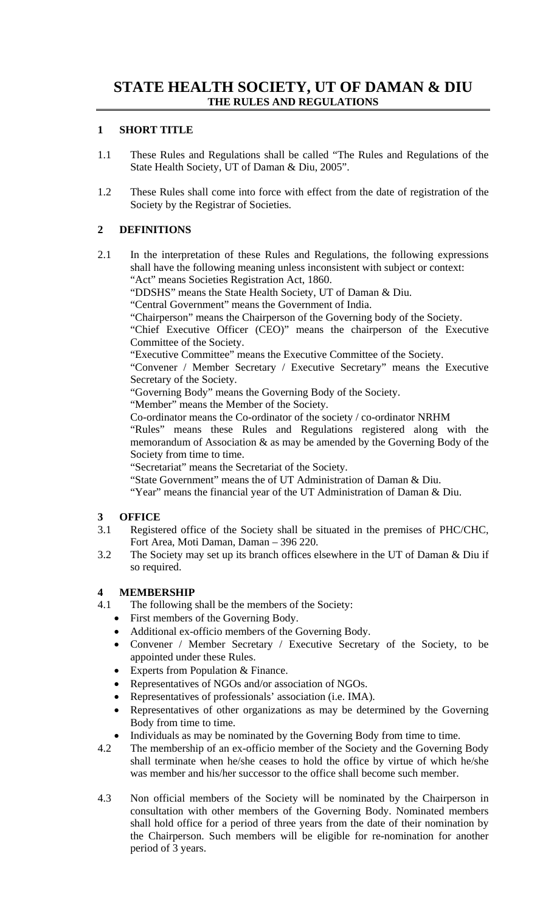# STATE HEALTH SOCIETY, UT OF DAMAN & DIU

## THE RULES AND REGULATIONS

### 1 SHORT TITLE

1.1 These Rules and Regulations shall be called "The Rules and Regulations of the State Health Society, UT of Daman & Diu, 2005".

1.2 These Rules shall come into force with effect from the date of registration of the Society by the Registrar of Societies.

### 2 DEFINITIONS

2.1 In the interpretation of these Rules and Regulations, the following expressions shall have the following meaning unless inconsistent with subject or context:

"Act" means Societies Registration Act, 1860.

"DDSHS" means the State Health Society, UT of Daman & Diu.

"Central Government" means the Government of India.

"Chairperson" means the Chairperson of the Governing body of the Society.

"Chief Executive Officer (CEO)" means the chairperson of the Executive Committee of the Society.

"Executive Committee" means the Executive Committee of the Society.

"Convener / Member Secretary / Executive Secretary" means the Executive Secretary of the Society.

"Governing Body" means the Governing Body of the Society.

"Member" means the Member of the Society.

Co-ordinator means the Co-ordinator of the society / co-ordinator NRHM

"Rules" means these Rules and Regulations registered along with the memorandum of Association & as may be amended by the Governing Body of the Society from time to time.

"Secretariat" means the Secretariat of the Society.

"State Government" means the of UT Administration of Daman & Diu.

"Year" means the financial year of the UT Administration of Daman & Diu.

### 3 OFFICE

3.1 Registered office of the Society shall be situated in the premises of PHC/CHC, Fort Area, Moti Daman, Daman – 396 220.

3.2 The Society may set up its branch offices elsewhere in the UT of Daman & Diu if so required.

### 4 MEMBERSHIP

4.1 The following shall be the members of the Society:

- First members of the Governing Body.
- Additional ex-officio members of the Governing Body.
- Convener / Member Secretary / Executive Secretary of the Society, to be appointed under these Rules.
- Experts from Population & Finance.
- Representatives of NGOs and/or association of NGOs.
- Representatives of professionals' association (i.e. IMA).
- Representatives of other organizations as may be determined by the Governing Body from time to time.
- Individuals as may be nominated by the Governing Body from time to time.

4.2 The membership of an ex-officio member of the Society and the Governing Body shall terminate when he/she ceases to hold the office by virtue of which he/she was member and his/her successor to the office shall become such member.

4.3 Non official members of the Society will be nominated by the Chairperson in consultation with other members of the Governing Body. Nominated members shall hold office for a period of three years from the date of their nomination by the Chairperson. Such members will be eligible for re-nomination for another period of 3 years.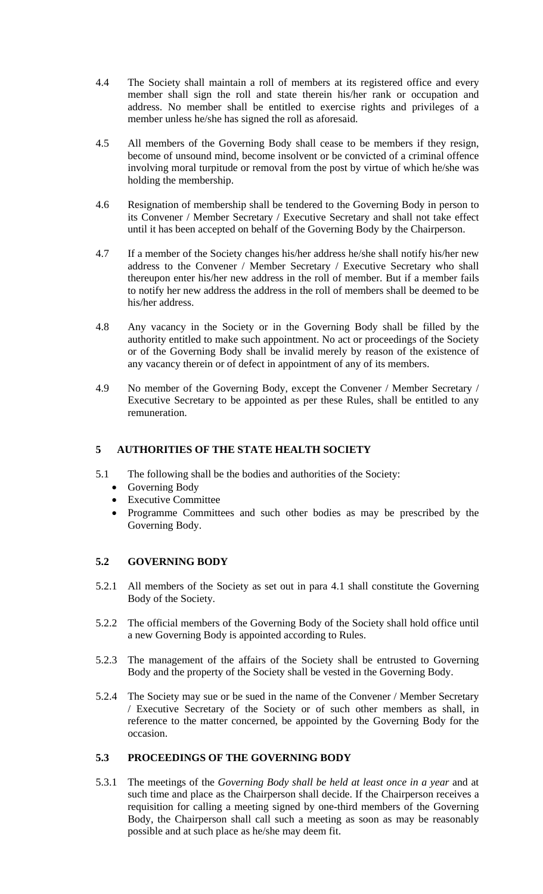4.4 The Society shall maintain a roll of members at its registered office and every member shall sign the roll and state therein his/her rank or occupation and address. No member shall be entitled to exercise rights and privileges of a member unless he/she has signed the roll as aforesaid.

4.5 All members of the Governing Body shall cease to be members if they resign, become of unsound mind, become insolvent or be convicted of a criminal offence involving moral turpitude or removal from the post by virtue of which he/she was holding the membership.

4.6 Resignation of membership shall be tendered to the Governing Body in person to its Convener / Member Secretary / Executive Secretary and shall not take effect until it has been accepted on behalf of the Governing Body by the Chairperson.

4.7 If a member of the Society changes his/her address he/she shall notify his/her new address to the Convener / Member Secretary / Executive Secretary who shall thereupon enter his/her new address in the roll of member. But if a member fails to notify her new address the address in the roll of members shall be deemed to be his/her address.

4.8 Any vacancy in the Society or in the Governing Body shall be filled by the authority entitled to make such appointment. No act or proceedings of the Society or of the Governing Body shall be invalid merely by reason of the existence of any vacancy therein or of defect in appointment of any of its members.

4.9 No member of the Governing Body, except the Convener / Member Secretary / Executive Secretary to be appointed as per these Rules, shall be entitled to any remuneration.

## 5 AUTHORITIES OF THE STATE HEALTH SOCIETY

5.1 The following shall be the bodies and authorities of the Society:

- Governing Body
- Executive Committee
- Programme Committees and such other bodies as may be prescribed by the Governing Body.

### 5.2 GOVERNING BODY

5.2.1 All members of the Society as set out in para 4.1 shall constitute the Governing Body of the Society.

5.2.2 The official members of the Governing Body of the Society shall hold office until a new Governing Body is appointed according to Rules.

5.2.3 The management of the affairs of the Society shall be entrusted to Governing Body and the property of the Society shall be vested in the Governing Body.

5.2.4 The Society may sue or be sued in the name of the Convener / Member Secretary / Executive Secretary of the Society or of such other members as shall, in reference to the matter concerned, be appointed by the Governing Body for the occasion.

### 5.3 PROCEEDINGS OF THE GOVERNING BODY

5.3.1 The meetings of the *Governing Body shall be held at least once in a year* and at such time and place as the Chairperson shall decide. If the Chairperson receives a requisition for calling a meeting signed by one-third members of the Governing Body, the Chairperson shall call such a meeting as soon as may be reasonably possible and at such place as he/she may deem fit.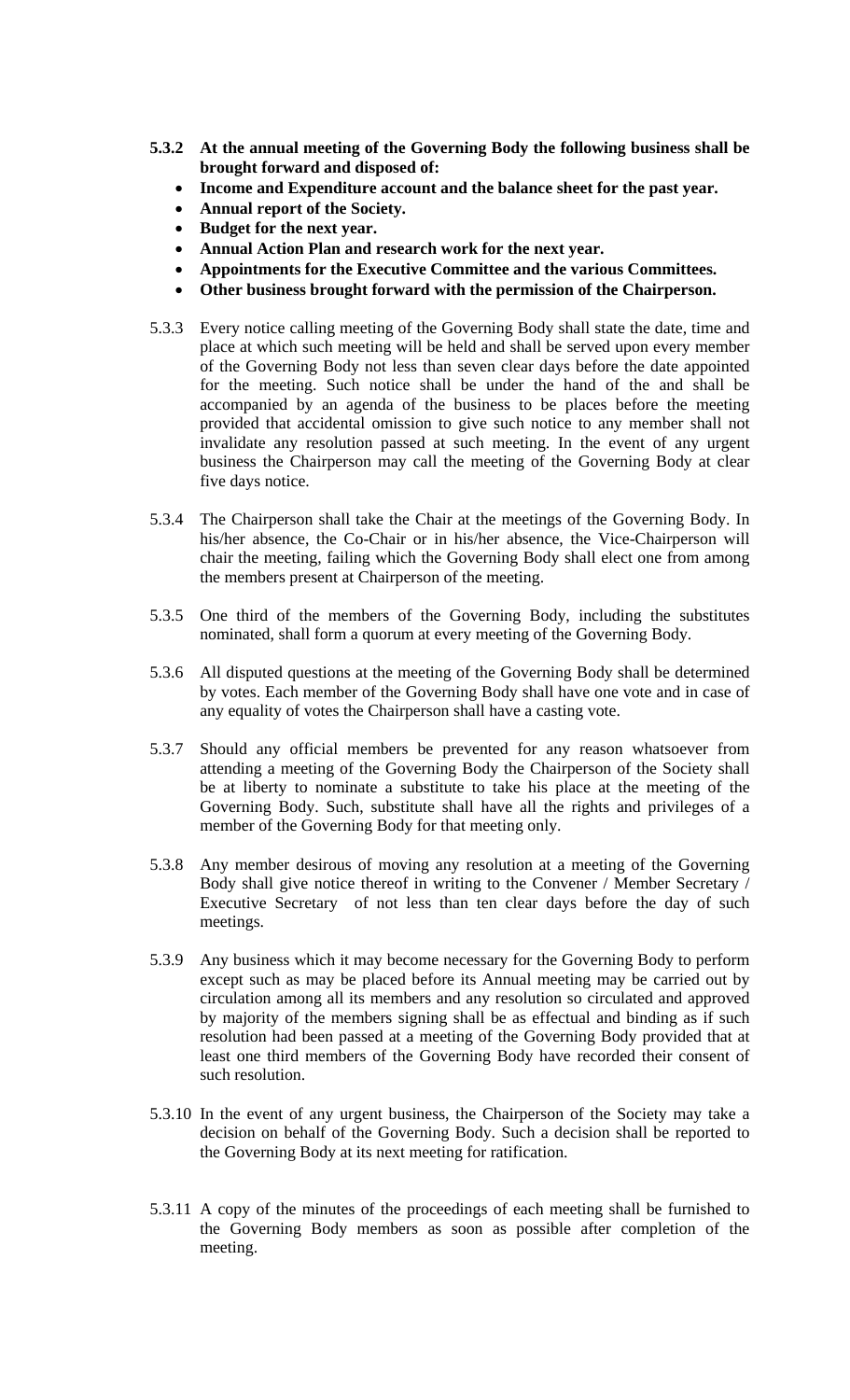**5.3.2 At the annual meeting of the Governing Body the following business shall be brought forward and disposed of:**

- **Income and Expenditure account and the balance sheet for the past year.**
- **Annual report of the Society.**
- **Budget for the next year.**
- **Annual Action Plan and research work for the next year.**
- **Appointments for the Executive Committee and the various Committees.**
- **Other business brought forward with the permission of the Chairperson.**

5.3.3 Every notice calling meeting of the Governing Body shall state the date, time and place at which such meeting will be held and shall be served upon every member of the Governing Body not less than seven clear days before the date appointed for the meeting. Such notice shall be under the hand of the and shall be accompanied by an agenda of the business to be places before the meeting provided that accidental omission to give such notice to any member shall not invalidate any resolution passed at such meeting. In the event of any urgent business the Chairperson may call the meeting of the Governing Body at clear five days notice.

5.3.4 The Chairperson shall take the Chair at the meetings of the Governing Body. In his/her absence, the Co-Chair or in his/her absence, the Vice-Chairperson will chair the meeting, failing which the Governing Body shall elect one from among the members present at Chairperson of the meeting.

5.3.5 One third of the members of the Governing Body, including the substitutes nominated, shall form a quorum at every meeting of the Governing Body.

5.3.6 All disputed questions at the meeting of the Governing Body shall be determined by votes. Each member of the Governing Body shall have one vote and in case of any equality of votes the Chairperson shall have a casting vote.

5.3.7 Should any official members be prevented for any reason whatsoever from attending a meeting of the Governing Body the Chairperson of the Society shall be at liberty to nominate a substitute to take his place at the meeting of the Governing Body. Such, substitute shall have all the rights and privileges of a member of the Governing Body for that meeting only.

5.3.8 Any member desirous of moving any resolution at a meeting of the Governing Body shall give notice thereof in writing to the Convener / Member Secretary / Executive Secretary of not less than ten clear days before the day of such meetings.

5.3.9 Any business which it may become necessary for the Governing Body to perform except such as may be placed before its Annual meeting may be carried out by circulation among all its members and any resolution so circulated and approved by majority of the members signing shall be as effectual and binding as if such resolution had been passed at a meeting of the Governing Body provided that at least one third members of the Governing Body have recorded their consent of such resolution.

5.3.10 In the event of any urgent business, the Chairperson of the Society may take a decision on behalf of the Governing Body. Such a decision shall be reported to the Governing Body at its next meeting for ratification.

5.3.11 A copy of the minutes of the proceedings of each meeting shall be furnished to the Governing Body members as soon as possible after completion of the meeting.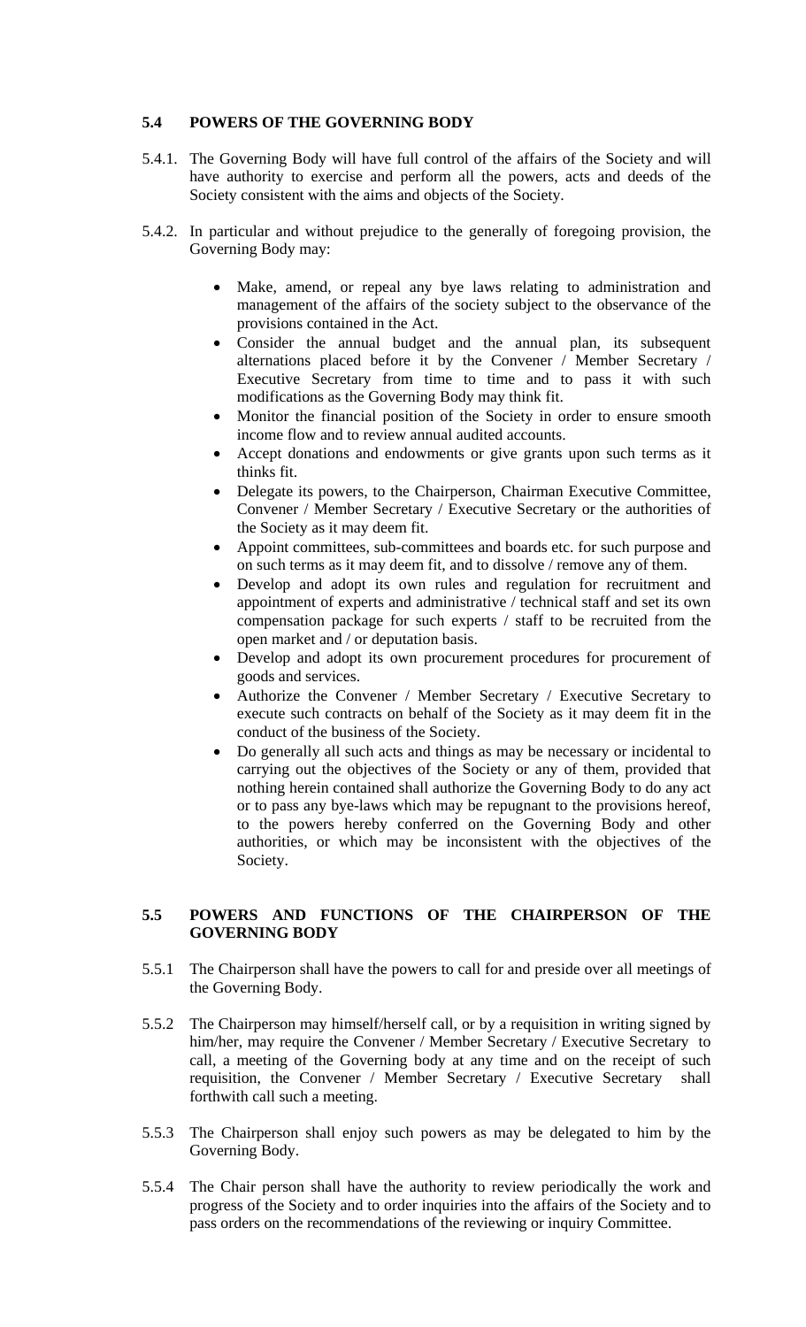## 5.4 POWERS OF THE GOVERNING BODY

5.4.1. The Governing Body will have full control of the affairs of the Society and will have authority to exercise and perform all the powers, acts and deeds of the Society consistent with the aims and objects of the Society.

5.4.2. In particular and without prejudice to the generally of foregoing provision, the Governing Body may:

- Make, amend, or repeal any bye laws relating to administration and management of the affairs of the society subject to the observance of the provisions contained in the Act.
- Consider the annual budget and the annual plan, its subsequent alternations placed before it by the Convener / Member Secretary / Executive Secretary from time to time and to pass it with such modifications as the Governing Body may think fit.
- Monitor the financial position of the Society in order to ensure smooth income flow and to review annual audited accounts.
- Accept donations and endowments or give grants upon such terms as it thinks fit.
- Delegate its powers, to the Chairperson, Chairman Executive Committee, Convener / Member Secretary / Executive Secretary or the authorities of the Society as it may deem fit.
- Appoint committees, sub-committees and boards etc. for such purpose and on such terms as it may deem fit, and to dissolve / remove any of them.
- Develop and adopt its own rules and regulation for recruitment and appointment of experts and administrative / technical staff and set its own compensation package for such experts / staff to be recruited from the open market and / or deputation basis.
- Develop and adopt its own procurement procedures for procurement of goods and services.
- Authorize the Convener / Member Secretary / Executive Secretary to execute such contracts on behalf of the Society as it may deem fit in the conduct of the business of the Society.
- Do generally all such acts and things as may be necessary or incidental to carrying out the objectives of the Society or any of them, provided that nothing herein contained shall authorize the Governing Body to do any act or to pass any bye-laws which may be repugnant to the provisions hereof, to the powers hereby conferred on the Governing Body and other authorities, or which may be inconsistent with the objectives of the Society.

## 5.5 POWERS AND FUNCTIONS OF THE CHAIRPERSON OF THE GOVERNING BODY

5.5.1 The Chairperson shall have the powers to call for and preside over all meetings of the Governing Body.

5.5.2 The Chairperson may himself/herself call, or by a requisition in writing signed by him/her, may require the Convener / Member Secretary / Executive Secretary to call, a meeting of the Governing body at any time and on the receipt of such requisition, the Convener / Member Secretary / Executive Secretary shall forthwith call such a meeting.

5.5.3 The Chairperson shall enjoy such powers as may be delegated to him by the Governing Body.

5.5.4 The Chair person shall have the authority to review periodically the work and progress of the Society and to order inquiries into the affairs of the Society and to pass orders on the recommendations of the reviewing or inquiry Committee.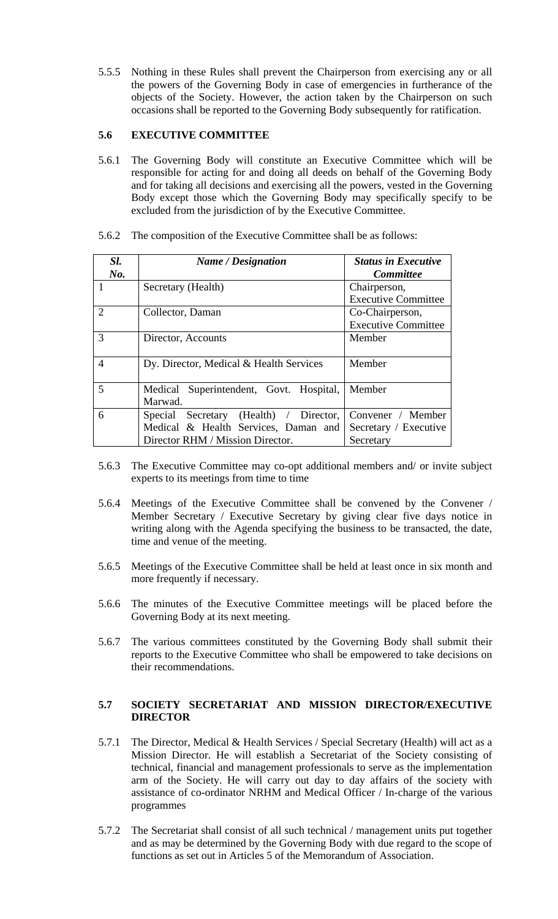5.5.5 Nothing in these Rules shall prevent the Chairperson from exercising any or all the powers of the Governing Body in case of emergencies in furtherance of the objects of the Society. However, the action taken by the Chairperson on such occasions shall be reported to the Governing Body subsequently for ratification.

## 5.6 EXECUTIVE COMMITTEE

5.6.1 The Governing Body will constitute an Executive Committee which will be responsible for acting for and doing all deeds on behalf of the Governing Body and for taking all decisions and exercising all the powers, vested in the Governing Body except those which the Governing Body may specifically specify to be excluded from the jurisdiction of by the Executive Committee.

5.6.2 The composition of the Executive Committee shall be as follows:

| *Sl. No.* | *Name / Designation* | *Status in Executive Committee* |
|---|---|---|
| 1 | Secretary (Health) | Chairperson, Executive Committee |
| 2 | Collector, Daman | Co-Chairperson, Executive Committee |
| 3 | Director, Accounts | Member |
| 4 | Dy. Director, Medical & Health Services | Member |
| 5 | Medical Superintendent, Govt. Hospital, Marwad. | Member |
| 6 | Special Secretary (Health) / Director, Medical & Health Services, Daman and Director RHM / Mission Director. | Convener / Member Secretary / Executive Secretary |

5.6.3 The Executive Committee may co-opt additional members and/ or invite subject experts to its meetings from time to time

5.6.4 Meetings of the Executive Committee shall be convened by the Convener / Member Secretary / Executive Secretary by giving clear five days notice in writing along with the Agenda specifying the business to be transacted, the date, time and venue of the meeting.

5.6.5 Meetings of the Executive Committee shall be held at least once in six month and more frequently if necessary.

5.6.6 The minutes of the Executive Committee meetings will be placed before the Governing Body at its next meeting.

5.6.7 The various committees constituted by the Governing Body shall submit their reports to the Executive Committee who shall be empowered to take decisions on their recommendations.

## 5.7 SOCIETY SECRETARIAT AND MISSION DIRECTOR/EXECUTIVE DIRECTOR

5.7.1 The Director, Medical & Health Services / Special Secretary (Health) will act as a Mission Director. He will establish a Secretariat of the Society consisting of technical, financial and management professionals to serve as the implementation arm of the Society. He will carry out day to day affairs of the society with assistance of co-ordinator NRHM and Medical Officer / In-charge of the various programmes

5.7.2 The Secretariat shall consist of all such technical / management units put together and as may be determined by the Governing Body with due regard to the scope of functions as set out in Articles 5 of the Memorandum of Association.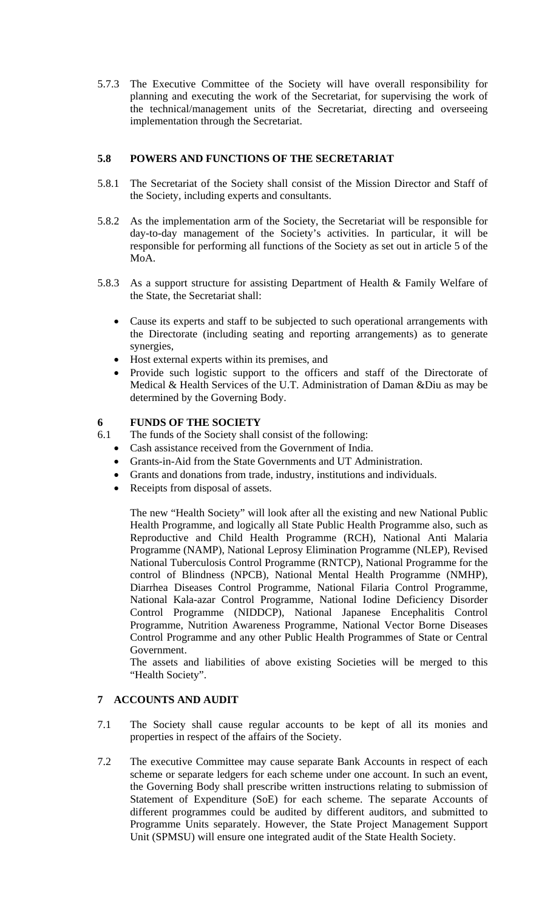5.7.3 The Executive Committee of the Society will have overall responsibility for planning and executing the work of the Secretariat, for supervising the work of the technical/management units of the Secretariat, directing and overseeing implementation through the Secretariat.

## 5.8 POWERS AND FUNCTIONS OF THE SECRETARIAT

5.8.1 The Secretariat of the Society shall consist of the Mission Director and Staff of the Society, including experts and consultants.

5.8.2 As the implementation arm of the Society, the Secretariat will be responsible for day-to-day management of the Society's activities. In particular, it will be responsible for performing all functions of the Society as set out in article 5 of the MoA.

5.8.3 As a support structure for assisting Department of Health & Family Welfare of the State, the Secretariat shall:

- Cause its experts and staff to be subjected to such operational arrangements with the Directorate (including seating and reporting arrangements) as to generate synergies,
- Host external experts within its premises, and
- Provide such logistic support to the officers and staff of the Directorate of Medical & Health Services of the U.T. Administration of Daman &Diu as may be determined by the Governing Body.

## 6 FUNDS OF THE SOCIETY

6.1 The funds of the Society shall consist of the following:

- Cash assistance received from the Government of India.
- Grants-in-Aid from the State Governments and UT Administration.
- Grants and donations from trade, industry, institutions and individuals.
- Receipts from disposal of assets.

The new "Health Society" will look after all the existing and new National Public Health Programme, and logically all State Public Health Programme also, such as Reproductive and Child Health Programme (RCH), National Anti Malaria Programme (NAMP), National Leprosy Elimination Programme (NLEP), Revised National Tuberculosis Control Programme (RNTCP), National Programme for the control of Blindness (NPCB), National Mental Health Programme (NMHP), Diarrhea Diseases Control Programme, National Filaria Control Programme, National Kala-azar Control Programme, National Iodine Deficiency Disorder Control Programme (NIDDCP), National Japanese Encephalitis Control Programme, Nutrition Awareness Programme, National Vector Borne Diseases Control Programme and any other Public Health Programmes of State or Central Government.

The assets and liabilities of above existing Societies will be merged to this "Health Society".

## 7 ACCOUNTS AND AUDIT

7.1 The Society shall cause regular accounts to be kept of all its monies and properties in respect of the affairs of the Society.

7.2 The executive Committee may cause separate Bank Accounts in respect of each scheme or separate ledgers for each scheme under one account. In such an event, the Governing Body shall prescribe written instructions relating to submission of Statement of Expenditure (SoE) for each scheme. The separate Accounts of different programmes could be audited by different auditors, and submitted to Programme Units separately. However, the State Project Management Support Unit (SPMSU) will ensure one integrated audit of the State Health Society.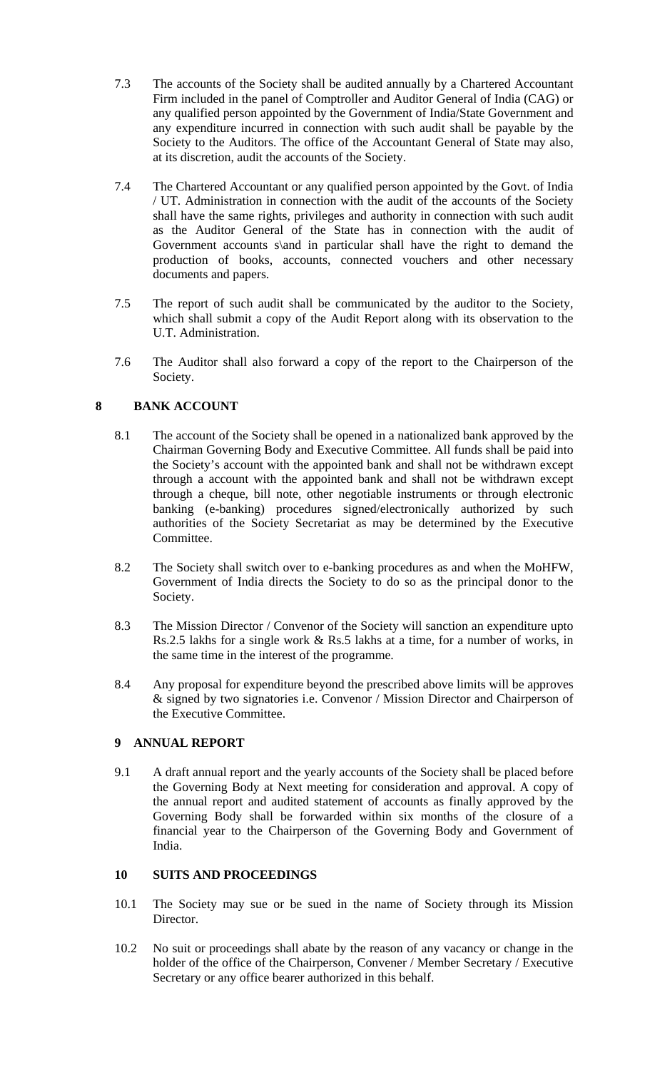7.3 The accounts of the Society shall be audited annually by a Chartered Accountant Firm included in the panel of Comptroller and Auditor General of India (CAG) or any qualified person appointed by the Government of India/State Government and any expenditure incurred in connection with such audit shall be payable by the Society to the Auditors. The office of the Accountant General of State may also, at its discretion, audit the accounts of the Society.

7.4 The Chartered Accountant or any qualified person appointed by the Govt. of India / UT. Administration in connection with the audit of the accounts of the Society shall have the same rights, privileges and authority in connection with such audit as the Auditor General of the State has in connection with the audit of Government accounts s\and in particular shall have the right to demand the production of books, accounts, connected vouchers and other necessary documents and papers.

7.5 The report of such audit shall be communicated by the auditor to the Society, which shall submit a copy of the Audit Report along with its observation to the U.T. Administration.

7.6 The Auditor shall also forward a copy of the report to the Chairperson of the Society.

## 8 BANK ACCOUNT

8.1 The account of the Society shall be opened in a nationalized bank approved by the Chairman Governing Body and Executive Committee. All funds shall be paid into the Society's account with the appointed bank and shall not be withdrawn except through a account with the appointed bank and shall not be withdrawn except through a cheque, bill note, other negotiable instruments or through electronic banking (e-banking) procedures signed/electronically authorized by such authorities of the Society Secretariat as may be determined by the Executive Committee.

8.2 The Society shall switch over to e-banking procedures as and when the MoHFW, Government of India directs the Society to do so as the principal donor to the Society.

8.3 The Mission Director / Convenor of the Society will sanction an expenditure upto Rs.2.5 lakhs for a single work & Rs.5 lakhs at a time, for a number of works, in the same time in the interest of the programme.

8.4 Any proposal for expenditure beyond the prescribed above limits will be approves & signed by two signatories i.e. Convenor / Mission Director and Chairperson of the Executive Committee.

## 9 ANNUAL REPORT

9.1 A draft annual report and the yearly accounts of the Society shall be placed before the Governing Body at Next meeting for consideration and approval. A copy of the annual report and audited statement of accounts as finally approved by the Governing Body shall be forwarded within six months of the closure of a financial year to the Chairperson of the Governing Body and Government of India.

## 10 SUITS AND PROCEEDINGS

10.1 The Society may sue or be sued in the name of Society through its Mission Director.

10.2 No suit or proceedings shall abate by the reason of any vacancy or change in the holder of the office of the Chairperson, Convener / Member Secretary / Executive Secretary or any office bearer authorized in this behalf.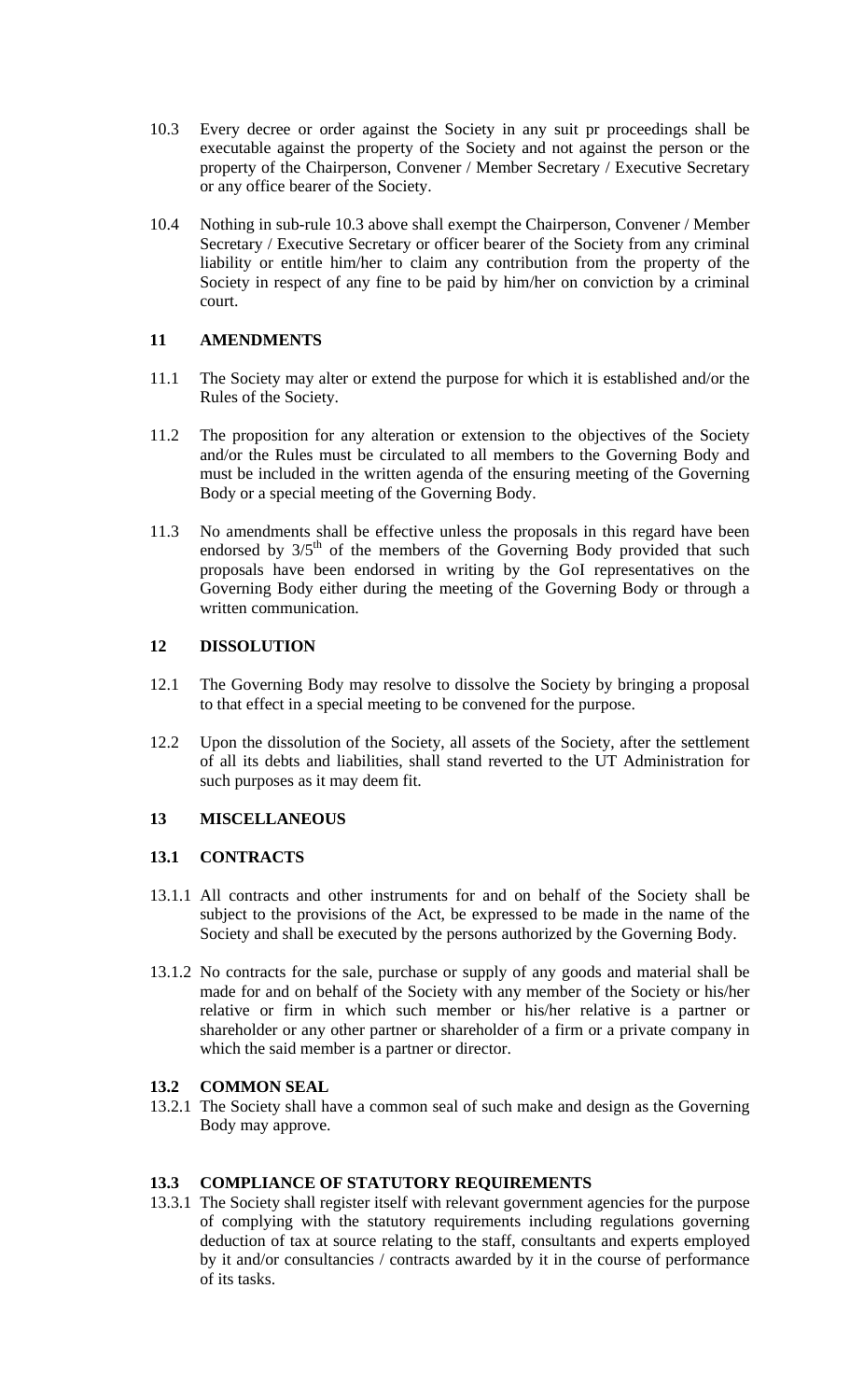10.3 Every decree or order against the Society in any suit pr proceedings shall be executable against the property of the Society and not against the person or the property of the Chairperson, Convener / Member Secretary / Executive Secretary or any office bearer of the Society.

10.4 Nothing in sub-rule 10.3 above shall exempt the Chairperson, Convener / Member Secretary / Executive Secretary or officer bearer of the Society from any criminal liability or entitle him/her to claim any contribution from the property of the Society in respect of any fine to be paid by him/her on conviction by a criminal court.

## 11 AMENDMENTS

11.1 The Society may alter or extend the purpose for which it is established and/or the Rules of the Society.

11.2 The proposition for any alteration or extension to the objectives of the Society and/or the Rules must be circulated to all members to the Governing Body and must be included in the written agenda of the ensuring meeting of the Governing Body or a special meeting of the Governing Body.

11.3 No amendments shall be effective unless the proposals in this regard have been endorsed by 3/5th of the members of the Governing Body provided that such proposals have been endorsed in writing by the GoI representatives on the Governing Body either during the meeting of the Governing Body or through a written communication.

## 12 DISSOLUTION

12.1 The Governing Body may resolve to dissolve the Society by bringing a proposal to that effect in a special meeting to be convened for the purpose.

12.2 Upon the dissolution of the Society, all assets of the Society, after the settlement of all its debts and liabilities, shall stand reverted to the UT Administration for such purposes as it may deem fit.

## 13 MISCELLANEOUS

### 13.1 CONTRACTS

13.1.1 All contracts and other instruments for and on behalf of the Society shall be subject to the provisions of the Act, be expressed to be made in the name of the Society and shall be executed by the persons authorized by the Governing Body.

13.1.2 No contracts for the sale, purchase or supply of any goods and material shall be made for and on behalf of the Society with any member of the Society or his/her relative or firm in which such member or his/her relative is a partner or shareholder or any other partner or shareholder of a firm or a private company in which the said member is a partner or director.

### 13.2 COMMON SEAL

13.2.1 The Society shall have a common seal of such make and design as the Governing Body may approve.

### 13.3 COMPLIANCE OF STATUTORY REQUIREMENTS

13.3.1 The Society shall register itself with relevant government agencies for the purpose of complying with the statutory requirements including regulations governing deduction of tax at source relating to the staff, consultants and experts employed by it and/or consultancies / contracts awarded by it in the course of performance of its tasks.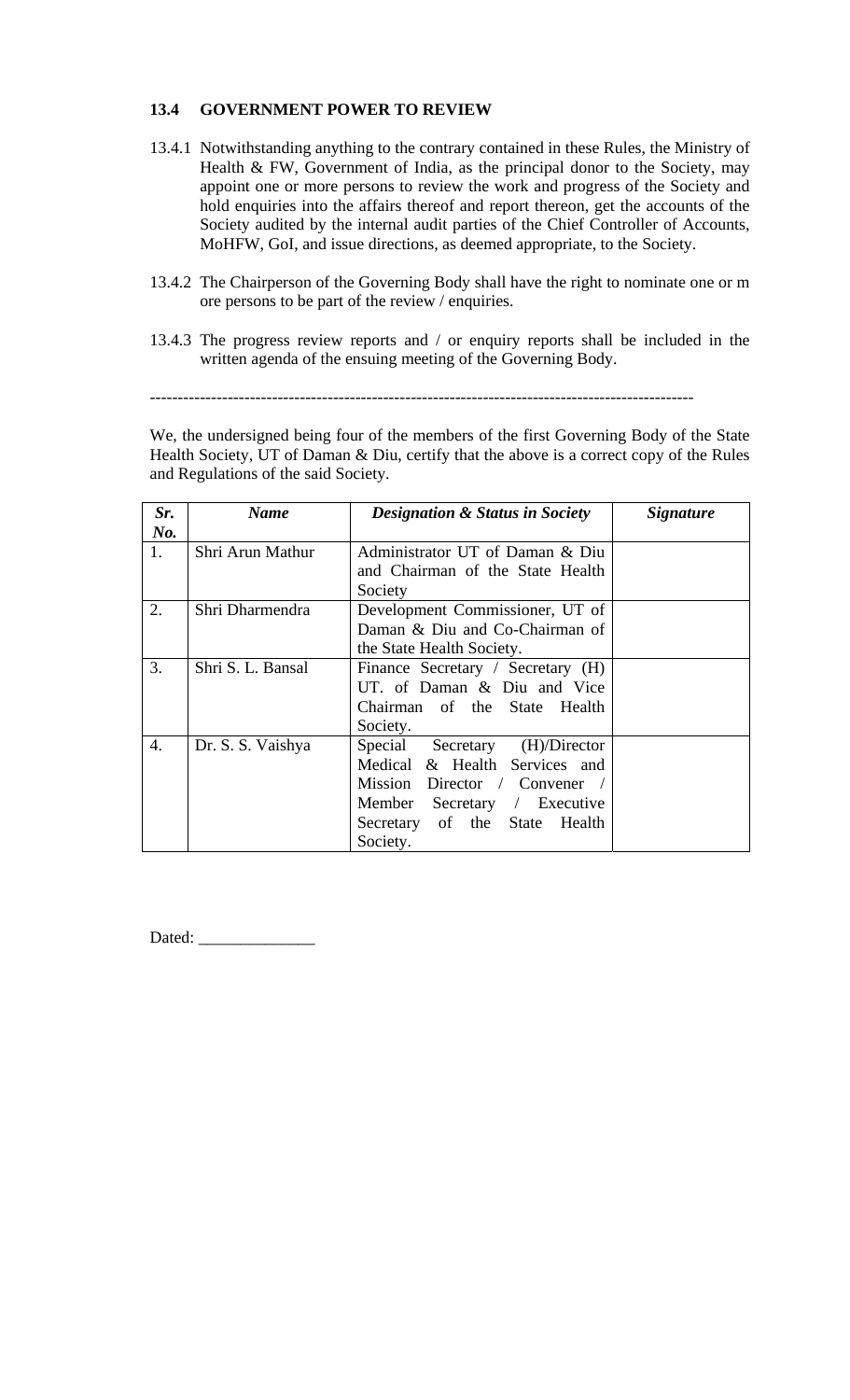### 13.4 GOVERNMENT POWER TO REVIEW

13.4.1 Notwithstanding anything to the contrary contained in these Rules, the Ministry of Health & FW, Government of India, as the principal donor to the Society, may appoint one or more persons to review the work and progress of the Society and hold enquiries into the affairs thereof and report thereon, get the accounts of the Society audited by the internal audit parties of the Chief Controller of Accounts, MoHFW, GoI, and issue directions, as deemed appropriate, to the Society.

13.4.2 The Chairperson of the Governing Body shall have the right to nominate one or m ore persons to be part of the review / enquiries.

13.4.3 The progress review reports and / or enquiry reports shall be included in the written agenda of the ensuing meeting of the Governing Body.

---

We, the undersigned being four of the members of the first Governing Body of the State Health Society, UT of Daman & Diu, certify that the above is a correct copy of the Rules and Regulations of the said Society.

| *Sr. No.* | *Name* | *Designation & Status in Society* | *Signature* |
|---|---|---|---|
| 1. | Shri Arun Mathur | Administrator UT of Daman & Diu and Chairman of the State Health Society | |
| 2. | Shri Dharmendra | Development Commissioner, UT of Daman & Diu and Co-Chairman of the State Health Society. | |
| 3. | Shri S. L. Bansal | Finance Secretary / Secretary (H) UT. of Daman & Diu and Vice Chairman of the State Health Society. | |
| 4. | Dr. S. S. Vaishya | Special Secretary (H)/Director Medical & Health Services and Mission Director / Convener / Member Secretary / Executive Secretary of the State Health Society. | |

Dated: ______________